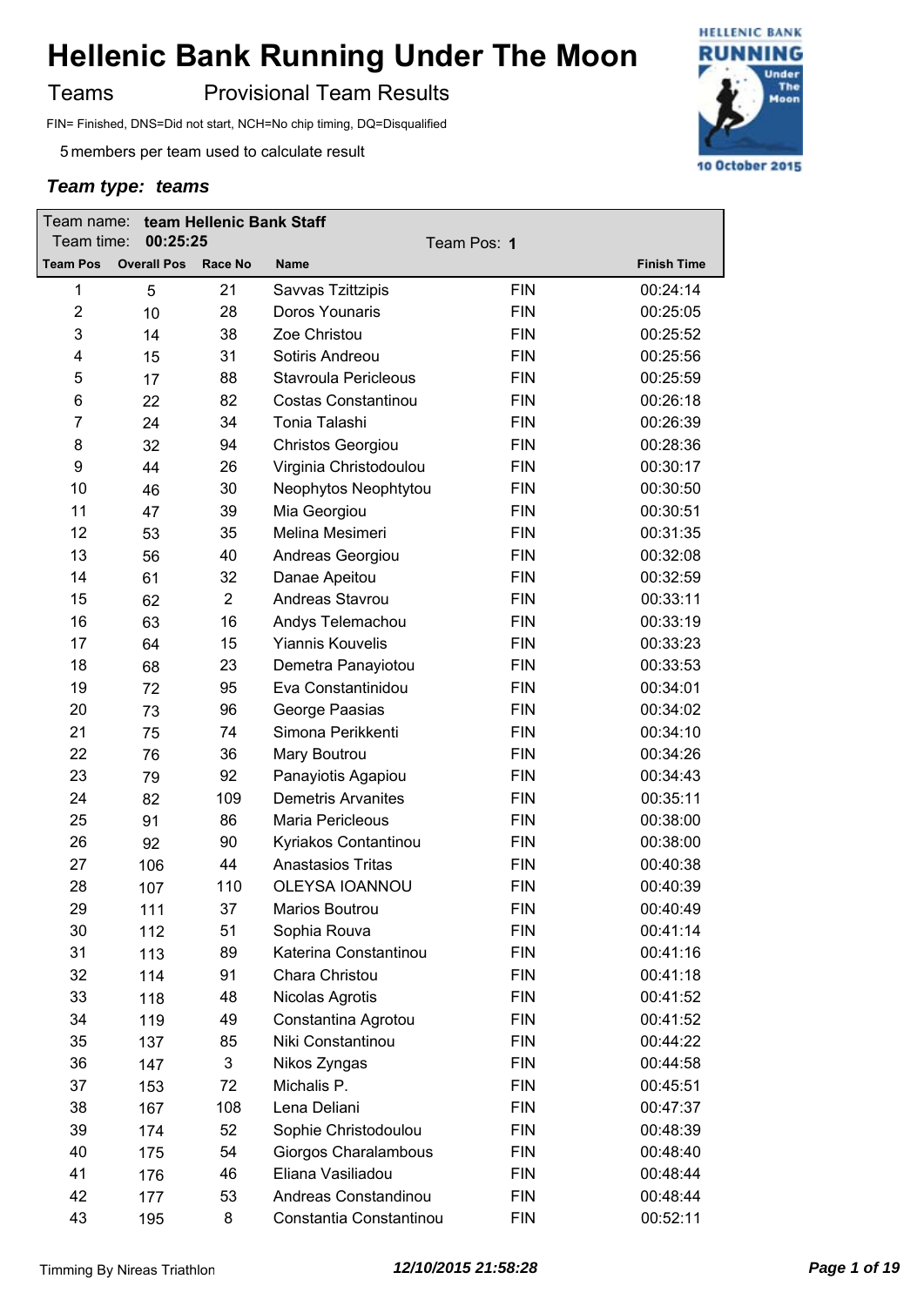# Hellenic Bank Running Under The Moon

Teams Provisional Team Results

FIN= Finished, DNS=Did not start, NCH=No chip timing, DQ=Disqualified

5 members per team used to calculate result

***Team type: teams***

Team name: **team Hellenic Bank Staff**
Team time: **00:25:25** Team Pos: **1**

| Team Pos | Overall Pos | Race No | Name | | Finish Time |
|---|---|---|---|---|---|
| 1 | 5 | 21 | Savvas Tzittzipis | FIN | 00:24:14 |
| 2 | 10 | 28 | Doros Younaris | FIN | 00:25:05 |
| 3 | 14 | 38 | Zoe Christou | FIN | 00:25:52 |
| 4 | 15 | 31 | Sotiris Andreou | FIN | 00:25:56 |
| 5 | 17 | 88 | Stavroula Pericleous | FIN | 00:25:59 |
| 6 | 22 | 82 | Costas Constantinou | FIN | 00:26:18 |
| 7 | 24 | 34 | Tonia Talashi | FIN | 00:26:39 |
| 8 | 32 | 94 | Christos Georgiou | FIN | 00:28:36 |
| 9 | 44 | 26 | Virginia Christodoulou | FIN | 00:30:17 |
| 10 | 46 | 30 | Neophytos Neophtytou | FIN | 00:30:50 |
| 11 | 47 | 39 | Mia Georgiou | FIN | 00:30:51 |
| 12 | 53 | 35 | Melina Mesimeri | FIN | 00:31:35 |
| 13 | 56 | 40 | Andreas Georgiou | FIN | 00:32:08 |
| 14 | 61 | 32 | Danae Apeitou | FIN | 00:32:59 |
| 15 | 62 | 2 | Andreas Stavrou | FIN | 00:33:11 |
| 16 | 63 | 16 | Andys Telemachou | FIN | 00:33:19 |
| 17 | 64 | 15 | Yiannis Kouvelis | FIN | 00:33:23 |
| 18 | 68 | 23 | Demetra Panayiotou | FIN | 00:33:53 |
| 19 | 72 | 95 | Eva Constantinidou | FIN | 00:34:01 |
| 20 | 73 | 96 | George Paasias | FIN | 00:34:02 |
| 21 | 75 | 74 | Simona Perikkenti | FIN | 00:34:10 |
| 22 | 76 | 36 | Mary Boutrou | FIN | 00:34:26 |
| 23 | 79 | 92 | Panayiotis Agapiou | FIN | 00:34:43 |
| 24 | 82 | 109 | Demetris Arvanites | FIN | 00:35:11 |
| 25 | 91 | 86 | Maria Pericleous | FIN | 00:38:00 |
| 26 | 92 | 90 | Kyriakos Contantinou | FIN | 00:38:00 |
| 27 | 106 | 44 | Anastasios Tritas | FIN | 00:40:38 |
| 28 | 107 | 110 | OLEYSA IOANNOU | FIN | 00:40:39 |
| 29 | 111 | 37 | Marios Boutrou | FIN | 00:40:49 |
| 30 | 112 | 51 | Sophia Rouva | FIN | 00:41:14 |
| 31 | 113 | 89 | Katerina Constantinou | FIN | 00:41:16 |
| 32 | 114 | 91 | Chara Christou | FIN | 00:41:18 |
| 33 | 118 | 48 | Nicolas Agrotis | FIN | 00:41:52 |
| 34 | 119 | 49 | Constantina Agrotou | FIN | 00:41:52 |
| 35 | 137 | 85 | Niki Constantinou | FIN | 00:44:22 |
| 36 | 147 | 3 | Nikos Zyngas | FIN | 00:44:58 |
| 37 | 153 | 72 | Michalis P. | FIN | 00:45:51 |
| 38 | 167 | 108 | Lena Deliani | FIN | 00:47:37 |
| 39 | 174 | 52 | Sophie Christodoulou | FIN | 00:48:39 |
| 40 | 175 | 54 | Giorgos Charalambous | FIN | 00:48:40 |
| 41 | 176 | 46 | Eliana Vasiliadou | FIN | 00:48:44 |
| 42 | 177 | 53 | Andreas Constandinou | FIN | 00:48:44 |
| 43 | 195 | 8 | Constantia Constantinou | FIN | 00:52:11 |

Timming By Nireas Triathlon ***12/10/2015 21:58:28***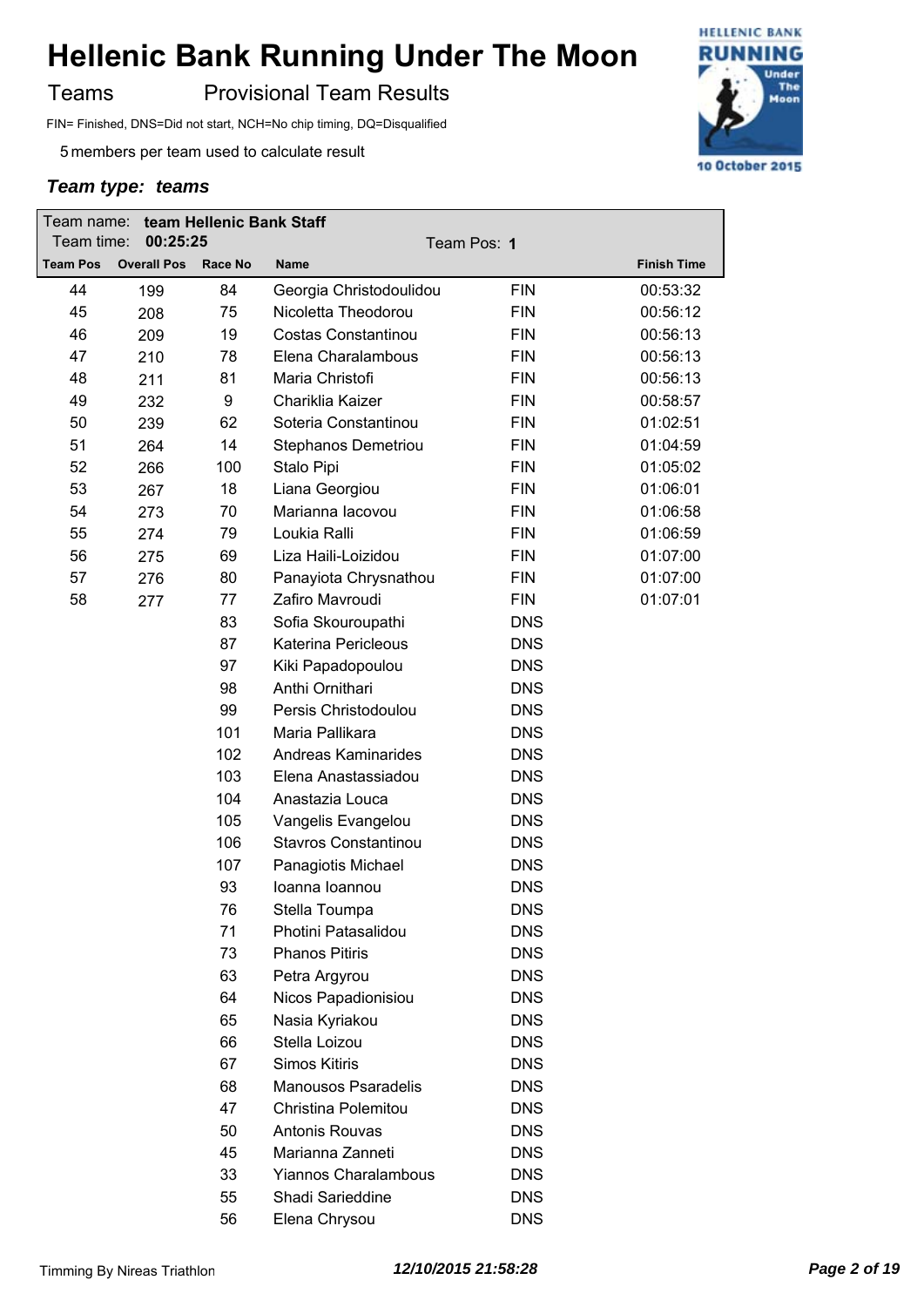# Hellenic Bank Running Under The Moon

Teams Provisional Team Results

FIN= Finished, DNS=Did not start, NCH=No chip timing, DQ=Disqualified

5 members per team used to calculate result

***Team type: teams***

Team name: **team Hellenic Bank Staff**
Team time: **00:25:25** Team Pos: **1**

| Team Pos | Overall Pos | Race No | Name | | Finish Time |
|---|---|---|---|---|---|
| 44 | 199 | 84 | Georgia Christodoulidou | FIN | 00:53:32 |
| 45 | 208 | 75 | Nicoletta Theodorou | FIN | 00:56:12 |
| 46 | 209 | 19 | Costas Constantinou | FIN | 00:56:13 |
| 47 | 210 | 78 | Elena Charalambous | FIN | 00:56:13 |
| 48 | 211 | 81 | Maria Christofi | FIN | 00:56:13 |
| 49 | 232 | 9 | Chariklia Kaizer | FIN | 00:58:57 |
| 50 | 239 | 62 | Soteria Constantinou | FIN | 01:02:51 |
| 51 | 264 | 14 | Stephanos Demetriou | FIN | 01:04:59 |
| 52 | 266 | 100 | Stalo Pipi | FIN | 01:05:02 |
| 53 | 267 | 18 | Liana Georgiou | FIN | 01:06:01 |
| 54 | 273 | 70 | Marianna Iacovou | FIN | 01:06:58 |
| 55 | 274 | 79 | Loukia Ralli | FIN | 01:06:59 |
| 56 | 275 | 69 | Liza Haili-Loizidou | FIN | 01:07:00 |
| 57 | 276 | 80 | Panayiota Chrysnathou | FIN | 01:07:00 |
| 58 | 277 | 77 | Zafiro Mavroudi | FIN | 01:07:01 |
| | | 83 | Sofia Skouroupathi | DNS | |
| | | 87 | Katerina Pericleous | DNS | |
| | | 97 | Kiki Papadopoulou | DNS | |
| | | 98 | Anthi Ornithari | DNS | |
| | | 99 | Persis Christodoulou | DNS | |
| | | 101 | Maria Pallikara | DNS | |
| | | 102 | Andreas Kaminarides | DNS | |
| | | 103 | Elena Anastassiadou | DNS | |
| | | 104 | Anastazia Louca | DNS | |
| | | 105 | Vangelis Evangelou | DNS | |
| | | 106 | Stavros Constantinou | DNS | |
| | | 107 | Panagiotis Michael | DNS | |
| | | 93 | Ioanna Ioannou | DNS | |
| | | 76 | Stella Toumpa | DNS | |
| | | 71 | Photini Patasalidou | DNS | |
| | | 73 | Phanos Pitiris | DNS | |
| | | 63 | Petra Argyrou | DNS | |
| | | 64 | Nicos Papadionisiou | DNS | |
| | | 65 | Nasia Kyriakou | DNS | |
| | | 66 | Stella Loizou | DNS | |
| | | 67 | Simos Kitiris | DNS | |
| | | 68 | Manousos Psaradelis | DNS | |
| | | 47 | Christina Polemitou | DNS | |
| | | 50 | Antonis Rouvas | DNS | |
| | | 45 | Marianna Zanneti | DNS | |
| | | 33 | Yiannos Charalambous | DNS | |
| | | 55 | Shadi Sarieddine | DNS | |
| | | 56 | Elena Chrysou | DNS | |

Timming By Nireas Triathlon ***12/10/2015 21:58:28***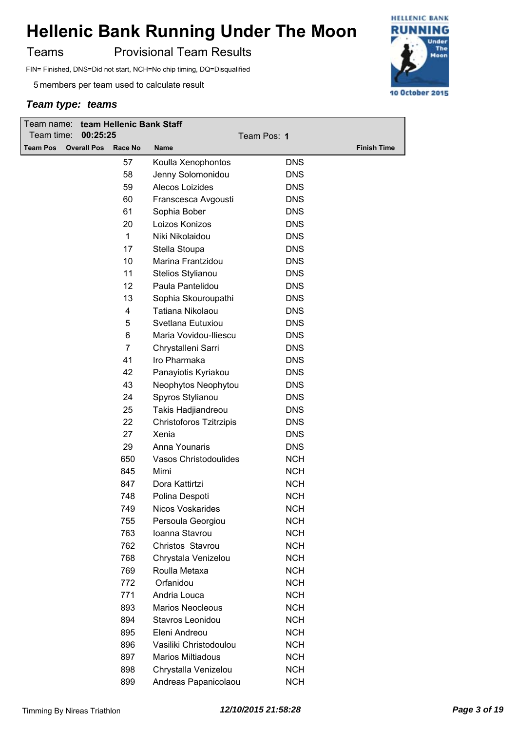# Hellenic Bank Running Under The Moon

Teams Provisional Team Results

FIN= Finished, DNS=Did not start, NCH=No chip timing, DQ=Disqualified

5 members per team used to calculate result

***Team type: teams***

Team name: **team Hellenic Bank Staff**
Team time: **00:25:25** Team Pos: **1**

| Team Pos | Overall Pos | Race No | Name | | Finish Time |
|---|---|---|---|---|---|
| | | 57 | Koulla Xenophontos | DNS | |
| | | 58 | Jenny Solomonidou | DNS | |
| | | 59 | Alecos Loizides | DNS | |
| | | 60 | Franscesca Avgousti | DNS | |
| | | 61 | Sophia Bober | DNS | |
| | | 20 | Loizos Konizos | DNS | |
| | | 1 | Niki Nikolaidou | DNS | |
| | | 17 | Stella Stoupa | DNS | |
| | | 10 | Marina Frantzidou | DNS | |
| | | 11 | Stelios Stylianou | DNS | |
| | | 12 | Paula Pantelidou | DNS | |
| | | 13 | Sophia Skouroupathi | DNS | |
| | | 4 | Tatiana Nikolaou | DNS | |
| | | 5 | Svetlana Eutuxiou | DNS | |
| | | 6 | Maria Vovidou-Iliescu | DNS | |
| | | 7 | Chrystalleni Sarri | DNS | |
| | | 41 | Iro Pharmaka | DNS | |
| | | 42 | Panayiotis Kyriakou | DNS | |
| | | 43 | Neophytos Neophytou | DNS | |
| | | 24 | Spyros Stylianou | DNS | |
| | | 25 | Takis Hadjiandreou | DNS | |
| | | 22 | Christoforos Tzitrzipis | DNS | |
| | | 27 | Xenia | DNS | |
| | | 29 | Anna Younaris | DNS | |
| | | 650 | Vasos Christodoulides | NCH | |
| | | 845 | Mimi | NCH | |
| | | 847 | Dora Kattirtzi | NCH | |
| | | 748 | Polina Despoti | NCH | |
| | | 749 | Nicos Voskarides | NCH | |
| | | 755 | Persoula Georgiou | NCH | |
| | | 763 | Ioanna Stavrou | NCH | |
| | | 762 | Christos Stavrou | NCH | |
| | | 768 | Chrystala Venizelou | NCH | |
| | | 769 | Roulla Metaxa | NCH | |
| | | 772 | Orfanidou | NCH | |
| | | 771 | Andria Louca | NCH | |
| | | 893 | Marios Neocleous | NCH | |
| | | 894 | Stavros Leonidou | NCH | |
| | | 895 | Eleni Andreou | NCH | |
| | | 896 | Vasiliki Christodoulou | NCH | |
| | | 897 | Marios Miltiadous | NCH | |
| | | 898 | Chrystalla Venizelou | NCH | |
| | | 899 | Andreas Papanicolaou | NCH | |

Timming By Nireas Triathlon *12/10/2015 21:58:28*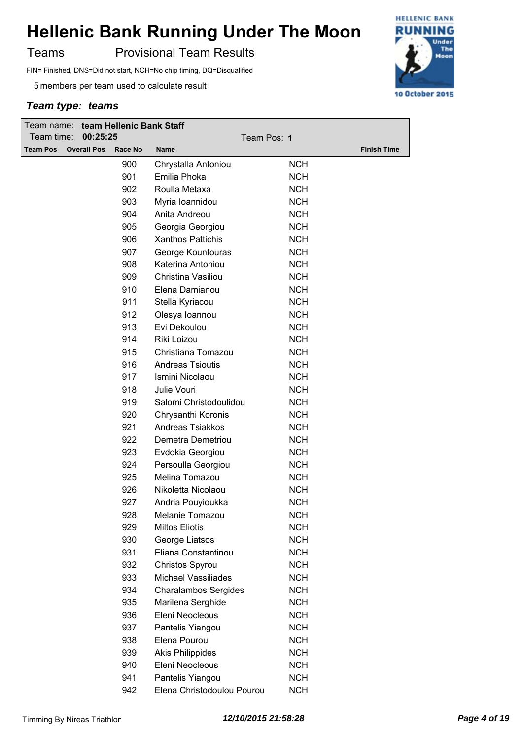# Hellenic Bank Running Under The Moon

Teams — Provisional Team Results

FIN= Finished, DNS=Did not start, NCH=No chip timing, DQ=Disqualified

5 members per team used to calculate result

***Team type: teams***

Team name: **team Hellenic Bank Staff**
Team time: **00:25:25** — Team Pos: **1**

| Team Pos | Overall Pos | Race No | Name | | Finish Time |
|---|---|---|---|---|---|
| | | 900 | Chrystalla Antoniou | NCH | |
| | | 901 | Emilia Phoka | NCH | |
| | | 902 | Roulla Metaxa | NCH | |
| | | 903 | Myria Ioannidou | NCH | |
| | | 904 | Anita Andreou | NCH | |
| | | 905 | Georgia Georgiou | NCH | |
| | | 906 | Xanthos Pattichis | NCH | |
| | | 907 | George Kountouras | NCH | |
| | | 908 | Katerina Antoniou | NCH | |
| | | 909 | Christina Vasiliou | NCH | |
| | | 910 | Elena Damianou | NCH | |
| | | 911 | Stella Kyriacou | NCH | |
| | | 912 | Olesya Ioannou | NCH | |
| | | 913 | Evi Dekoulou | NCH | |
| | | 914 | Riki Loizou | NCH | |
| | | 915 | Christiana Tomazou | NCH | |
| | | 916 | Andreas Tsioutis | NCH | |
| | | 917 | Ismini Nicolaou | NCH | |
| | | 918 | Julie Vouri | NCH | |
| | | 919 | Salomi Christodoulidou | NCH | |
| | | 920 | Chrysanthi Koronis | NCH | |
| | | 921 | Andreas Tsiakkos | NCH | |
| | | 922 | Demetra Demetriou | NCH | |
| | | 923 | Evdokia Georgiou | NCH | |
| | | 924 | Persoulla Georgiou | NCH | |
| | | 925 | Melina Tomazou | NCH | |
| | | 926 | Nikoletta Nicolaou | NCH | |
| | | 927 | Andria Pouyioukka | NCH | |
| | | 928 | Melanie Tomazou | NCH | |
| | | 929 | Miltos Eliotis | NCH | |
| | | 930 | George Liatsos | NCH | |
| | | 931 | Eliana Constantinou | NCH | |
| | | 932 | Christos Spyrou | NCH | |
| | | 933 | Michael Vassiliades | NCH | |
| | | 934 | Charalambos Sergides | NCH | |
| | | 935 | Marilena Serghide | NCH | |
| | | 936 | Eleni Neocleous | NCH | |
| | | 937 | Pantelis Yiangou | NCH | |
| | | 938 | Elena Pourou | NCH | |
| | | 939 | Akis Philippides | NCH | |
| | | 940 | Eleni Neocleous | NCH | |
| | | 941 | Pantelis Yiangou | NCH | |
| | | 942 | Elena Christodoulou Pourou | NCH | |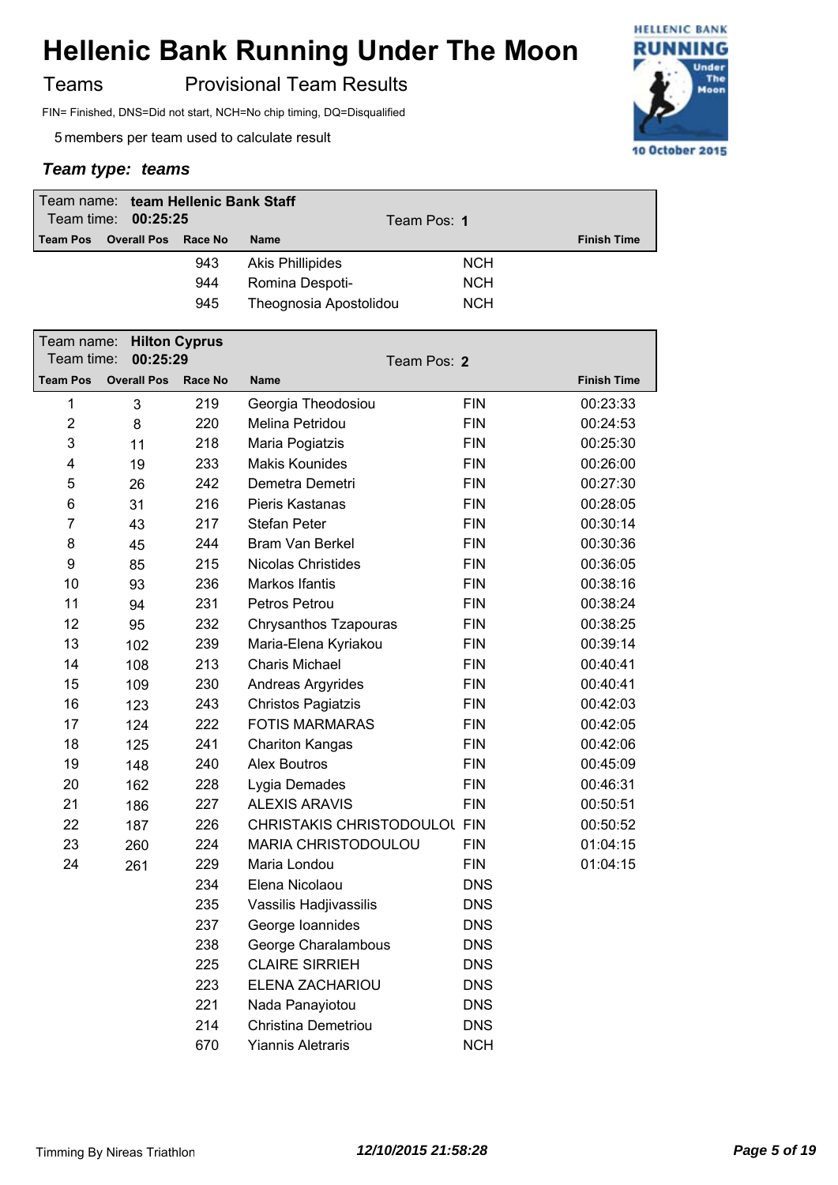# Hellenic Bank Running Under The Moon

Teams    Provisional Team Results

FIN= Finished, DNS=Did not start, NCH=No chip timing, DQ=Disqualified

5 members per team used to calculate result

***Team type: teams***

Team name: **team Hellenic Bank Staff**
Team time: **00:25:25**
Team Pos: **1**

| Team Pos | Overall Pos | Race No | Name | | Finish Time |
|---|---|---|---|---|---|
| | | 943 | Akis Phillipides | NCH | |
| | | 944 | Romina Despoti- | NCH | |
| | | 945 | Theognosia Apostolidou | NCH | |

Team name: **Hilton Cyprus**
Team time: **00:25:29**
Team Pos: **2**

| Team Pos | Overall Pos | Race No | Name | | Finish Time |
|---|---|---|---|---|---|
| 1 | 3 | 219 | Georgia Theodosiou | FIN | 00:23:33 |
| 2 | 8 | 220 | Melina Petridou | FIN | 00:24:53 |
| 3 | 11 | 218 | Maria Pogiatzis | FIN | 00:25:30 |
| 4 | 19 | 233 | Makis Kounides | FIN | 00:26:00 |
| 5 | 26 | 242 | Demetra Demetri | FIN | 00:27:30 |
| 6 | 31 | 216 | Pieris Kastanas | FIN | 00:28:05 |
| 7 | 43 | 217 | Stefan Peter | FIN | 00:30:14 |
| 8 | 45 | 244 | Bram Van Berkel | FIN | 00:30:36 |
| 9 | 85 | 215 | Nicolas Christides | FIN | 00:36:05 |
| 10 | 93 | 236 | Markos Ifantis | FIN | 00:38:16 |
| 11 | 94 | 231 | Petros Petrou | FIN | 00:38:24 |
| 12 | 95 | 232 | Chrysanthos Tzapouras | FIN | 00:38:25 |
| 13 | 102 | 239 | Maria-Elena Kyriakou | FIN | 00:39:14 |
| 14 | 108 | 213 | Charis Michael | FIN | 00:40:41 |
| 15 | 109 | 230 | Andreas Argyrides | FIN | 00:40:41 |
| 16 | 123 | 243 | Christos Pagiatzis | FIN | 00:42:03 |
| 17 | 124 | 222 | FOTIS MARMARAS | FIN | 00:42:05 |
| 18 | 125 | 241 | Chariton Kangas | FIN | 00:42:06 |
| 19 | 148 | 240 | Alex Boutros | FIN | 00:45:09 |
| 20 | 162 | 228 | Lygia Demades | FIN | 00:46:31 |
| 21 | 186 | 227 | ALEXIS ARAVIS | FIN | 00:50:51 |
| 22 | 187 | 226 | CHRISTAKIS CHRISTODOULOU | FIN | 00:50:52 |
| 23 | 260 | 224 | MARIA CHRISTODOULOU | FIN | 01:04:15 |
| 24 | 261 | 229 | Maria Londou | FIN | 01:04:15 |
| | | 234 | Elena Nicolaou | DNS | |
| | | 235 | Vassilis Hadjivassilis | DNS | |
| | | 237 | George Ioannides | DNS | |
| | | 238 | George Charalambous | DNS | |
| | | 225 | CLAIRE SIRRIEH | DNS | |
| | | 223 | ELENA ZACHARIOU | DNS | |
| | | 221 | Nada Panayiotou | DNS | |
| | | 214 | Christina Demetriou | DNS | |
| | | 670 | Yiannis Aletraris | NCH | |

Timming By Nireas Triathlon    *12/10/2015 21:58:28*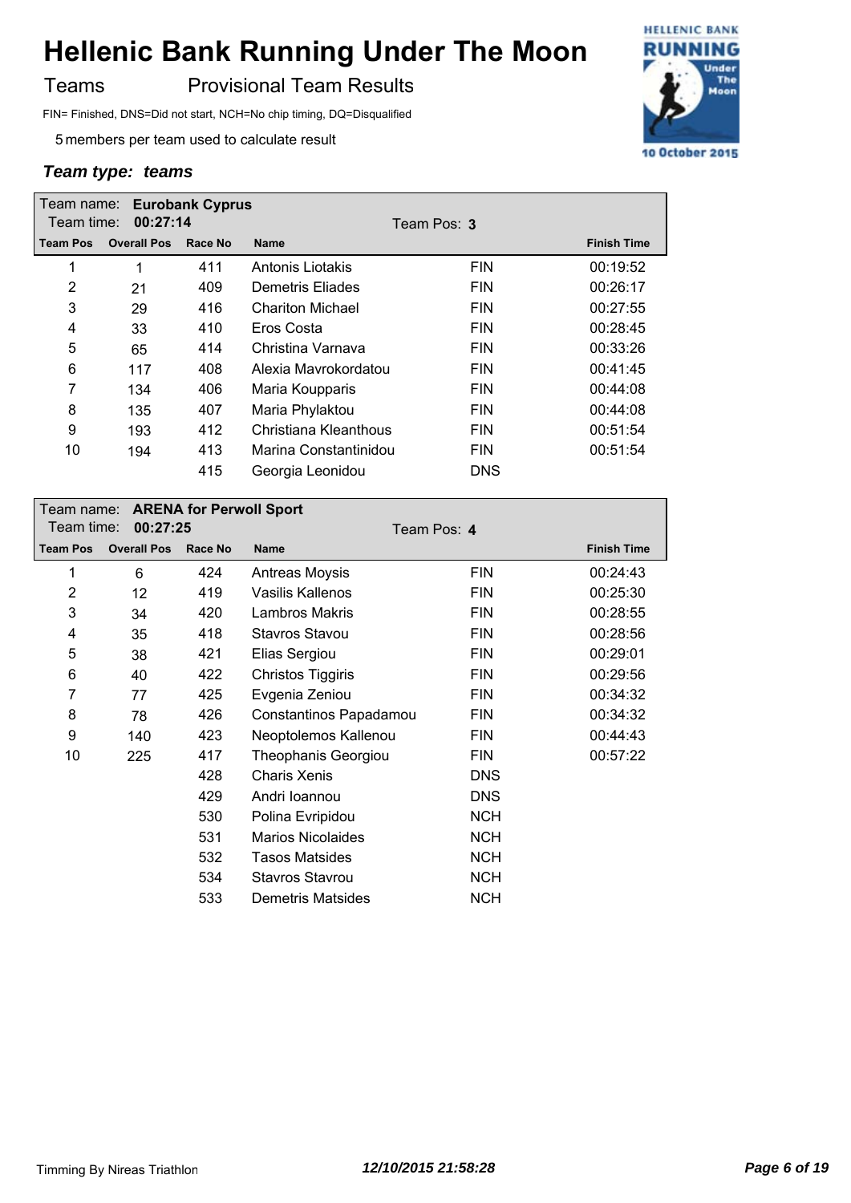# Hellenic Bank Running Under The Moon

Teams    Provisional Team Results

FIN= Finished, DNS=Did not start, NCH=No chip timing, DQ=Disqualified

5 members per team used to calculate result

***Team type: teams***

Team name: **Eurobank Cyprus**
Team time: **00:27:14**    Team Pos: **3**

| Team Pos | Overall Pos | Race No | Name | | Finish Time |
|---|---|---|---|---|---|
| 1 | 1 | 411 | Antonis Liotakis | FIN | 00:19:52 |
| 2 | 21 | 409 | Demetris Eliades | FIN | 00:26:17 |
| 3 | 29 | 416 | Chariton Michael | FIN | 00:27:55 |
| 4 | 33 | 410 | Eros Costa | FIN | 00:28:45 |
| 5 | 65 | 414 | Christina Varnava | FIN | 00:33:26 |
| 6 | 117 | 408 | Alexia Mavrokordatou | FIN | 00:41:45 |
| 7 | 134 | 406 | Maria Koupparis | FIN | 00:44:08 |
| 8 | 135 | 407 | Maria Phylaktou | FIN | 00:44:08 |
| 9 | 193 | 412 | Christiana Kleanthous | FIN | 00:51:54 |
| 10 | 194 | 413 | Marina Constantinidou | FIN | 00:51:54 |
| | | 415 | Georgia Leonidou | DNS | |

Team name: **ARENA for Perwoll Sport**
Team time: **00:27:25**    Team Pos: **4**

| Team Pos | Overall Pos | Race No | Name | | Finish Time |
|---|---|---|---|---|---|
| 1 | 6 | 424 | Antreas Moysis | FIN | 00:24:43 |
| 2 | 12 | 419 | Vasilis Kallenos | FIN | 00:25:30 |
| 3 | 34 | 420 | Lambros Makris | FIN | 00:28:55 |
| 4 | 35 | 418 | Stavros Stavou | FIN | 00:28:56 |
| 5 | 38 | 421 | Elias Sergiou | FIN | 00:29:01 |
| 6 | 40 | 422 | Christos Tiggiris | FIN | 00:29:56 |
| 7 | 77 | 425 | Evgenia Zeniou | FIN | 00:34:32 |
| 8 | 78 | 426 | Constantinos Papadamou | FIN | 00:34:32 |
| 9 | 140 | 423 | Neoptolemos Kallenou | FIN | 00:44:43 |
| 10 | 225 | 417 | Theophanis Georgiou | FIN | 00:57:22 |
| | | 428 | Charis Xenis | DNS | |
| | | 429 | Andri Ioannou | DNS | |
| | | 530 | Polina Evripidou | NCH | |
| | | 531 | Marios Nicolaides | NCH | |
| | | 532 | Tasos Matsides | NCH | |
| | | 534 | Stavros Stavrou | NCH | |
| | | 533 | Demetris Matsides | NCH | |

Timming By Nireas Triathlon    *12/10/2015 21:58:28*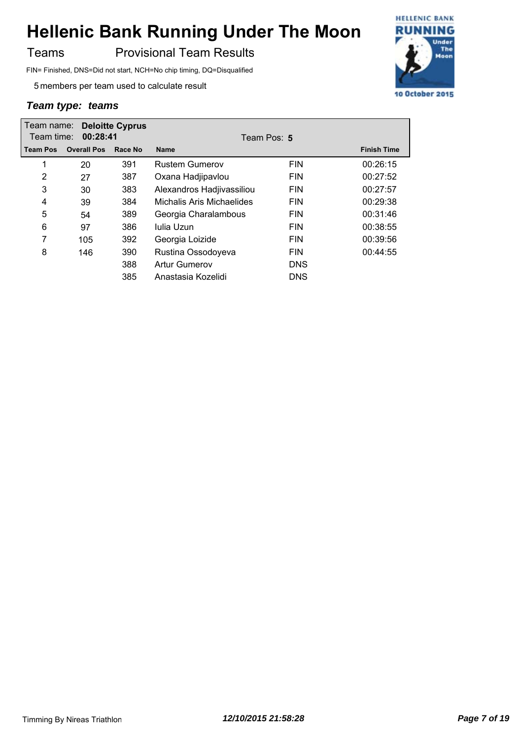# Hellenic Bank Running Under The Moon

Teams Provisional Team Results

FIN= Finished, DNS=Did not start, NCH=No chip timing, DQ=Disqualified

5 members per team used to calculate result

***Team type: teams***

Team name: **Deloitte Cyprus**
Team time: **00:28:41**
Team Pos: **5**

| Team Pos | Overall Pos | Race No | Name | | Finish Time |
|---|---|---|---|---|---|
| 1 | 20 | 391 | Rustem Gumerov | FIN | 00:26:15 |
| 2 | 27 | 387 | Oxana Hadjipavlou | FIN | 00:27:52 |
| 3 | 30 | 383 | Alexandros Hadjivassiliou | FIN | 00:27:57 |
| 4 | 39 | 384 | Michalis Aris Michaelides | FIN | 00:29:38 |
| 5 | 54 | 389 | Georgia Charalambous | FIN | 00:31:46 |
| 6 | 97 | 386 | Iulia Uzun | FIN | 00:38:55 |
| 7 | 105 | 392 | Georgia Loizide | FIN | 00:39:56 |
| 8 | 146 | 390 | Rustina Ossodoyeva | FIN | 00:44:55 |
| | | 388 | Artur Gumerov | DNS | |
| | | 385 | Anastasia Kozelidi | DNS | |

Timming By Nireas Triathlon *12/10/2015 21:58:28*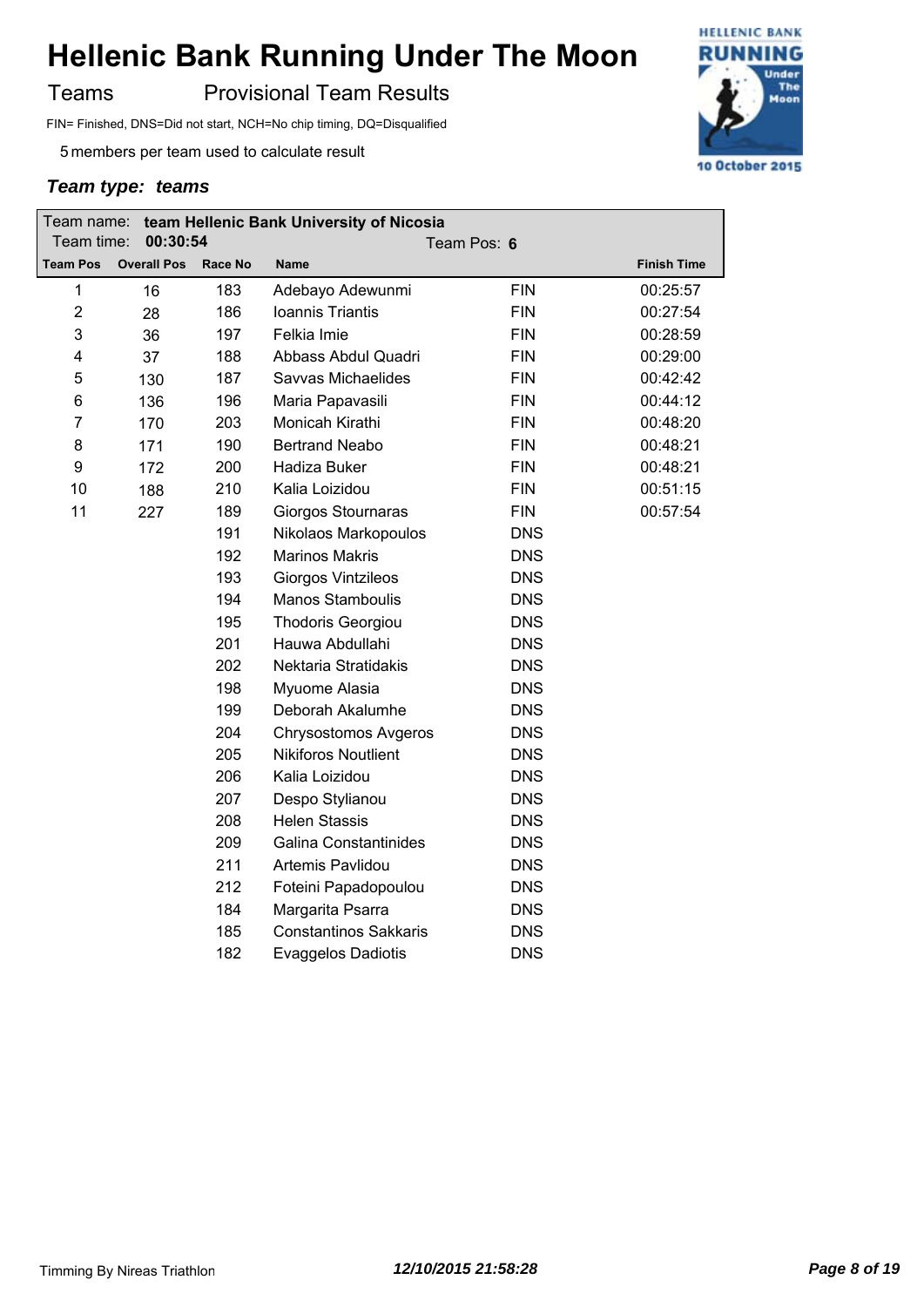# Hellenic Bank Running Under The Moon

Teams Provisional Team Results

FIN= Finished, DNS=Did not start, NCH=No chip timing, DQ=Disqualified

5 members per team used to calculate result

***Team type: teams***

Team name: **team Hellenic Bank University of Nicosia**
Team time: **00:30:54** Team Pos: **6**

| Team Pos | Overall Pos | Race No | Name | | Finish Time |
|---|---|---|---|---|---|
| 1 | 16 | 183 | Adebayo Adewunmi | FIN | 00:25:57 |
| 2 | 28 | 186 | Ioannis Triantis | FIN | 00:27:54 |
| 3 | 36 | 197 | Felkia Imie | FIN | 00:28:59 |
| 4 | 37 | 188 | Abbass Abdul Quadri | FIN | 00:29:00 |
| 5 | 130 | 187 | Savvas Michaelides | FIN | 00:42:42 |
| 6 | 136 | 196 | Maria Papavasili | FIN | 00:44:12 |
| 7 | 170 | 203 | Monicah Kirathi | FIN | 00:48:20 |
| 8 | 171 | 190 | Bertrand Neabo | FIN | 00:48:21 |
| 9 | 172 | 200 | Hadiza Buker | FIN | 00:48:21 |
| 10 | 188 | 210 | Kalia Loizidou | FIN | 00:51:15 |
| 11 | 227 | 189 | Giorgos Stournaras | FIN | 00:57:54 |
| | | 191 | Nikolaos Markopoulos | DNS | |
| | | 192 | Marinos Makris | DNS | |
| | | 193 | Giorgos Vintzileos | DNS | |
| | | 194 | Manos Stamboulis | DNS | |
| | | 195 | Thodoris Georgiou | DNS | |
| | | 201 | Hauwa Abdullahi | DNS | |
| | | 202 | Nektaria Stratidakis | DNS | |
| | | 198 | Myuome Alasia | DNS | |
| | | 199 | Deborah Akalumhe | DNS | |
| | | 204 | Chrysostomos Avgeros | DNS | |
| | | 205 | Nikiforos Noutlient | DNS | |
| | | 206 | Kalia Loizidou | DNS | |
| | | 207 | Despo Stylianou | DNS | |
| | | 208 | Helen Stassis | DNS | |
| | | 209 | Galina Constantinides | DNS | |
| | | 211 | Artemis Pavlidou | DNS | |
| | | 212 | Foteini Papadopoulou | DNS | |
| | | 184 | Margarita Psarra | DNS | |
| | | 185 | Constantinos Sakkaris | DNS | |
| | | 182 | Evaggelos Dadiotis | DNS | |

Timming By Nireas Triathlon *12/10/2015 21:58:28*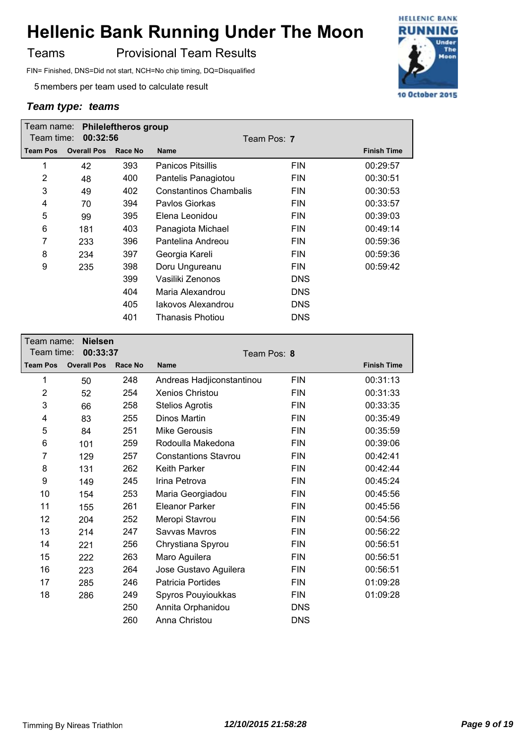# Hellenic Bank Running Under The Moon

Teams    Provisional Team Results

FIN= Finished, DNS=Did not start, NCH=No chip timing, DQ=Disqualified

5 members per team used to calculate result

***Team type: teams***

Team name: **Phileleftheros group**
Team time: **00:32:56**    Team Pos: **7**

| Team Pos | Overall Pos | Race No | Name | | Finish Time |
|---|---|---|---|---|---|
| 1 | 42 | 393 | Panicos Pitsillis | FIN | 00:29:57 |
| 2 | 48 | 400 | Pantelis Panagiotou | FIN | 00:30:51 |
| 3 | 49 | 402 | Constantinos Chambalis | FIN | 00:30:53 |
| 4 | 70 | 394 | Pavlos Giorkas | FIN | 00:33:57 |
| 5 | 99 | 395 | Elena Leonidou | FIN | 00:39:03 |
| 6 | 181 | 403 | Panagiota Michael | FIN | 00:49:14 |
| 7 | 233 | 396 | Pantelina Andreou | FIN | 00:59:36 |
| 8 | 234 | 397 | Georgia Kareli | FIN | 00:59:36 |
| 9 | 235 | 398 | Doru Ungureanu | FIN | 00:59:42 |
| | | 399 | Vasiliki Zenonos | DNS | |
| | | 404 | Maria Alexandrou | DNS | |
| | | 405 | Iakovos Alexandrou | DNS | |
| | | 401 | Thanasis Photiou | DNS | |

Team name: **Nielsen**
Team time: **00:33:37**    Team Pos: **8**

| Team Pos | Overall Pos | Race No | Name | | Finish Time |
|---|---|---|---|---|---|
| 1 | 50 | 248 | Andreas Hadjiconstantinou | FIN | 00:31:13 |
| 2 | 52 | 254 | Xenios Christou | FIN | 00:31:33 |
| 3 | 66 | 258 | Stelios Agrotis | FIN | 00:33:35 |
| 4 | 83 | 255 | Dinos Martin | FIN | 00:35:49 |
| 5 | 84 | 251 | Mike Gerousis | FIN | 00:35:59 |
| 6 | 101 | 259 | Rodoulla Makedona | FIN | 00:39:06 |
| 7 | 129 | 257 | Constantions Stavrou | FIN | 00:42:41 |
| 8 | 131 | 262 | Keith Parker | FIN | 00:42:44 |
| 9 | 149 | 245 | Irina Petrova | FIN | 00:45:24 |
| 10 | 154 | 253 | Maria Georgiadou | FIN | 00:45:56 |
| 11 | 155 | 261 | Eleanor Parker | FIN | 00:45:56 |
| 12 | 204 | 252 | Meropi Stavrou | FIN | 00:54:56 |
| 13 | 214 | 247 | Savvas Mavros | FIN | 00:56:22 |
| 14 | 221 | 256 | Chrystiana Spyrou | FIN | 00:56:51 |
| 15 | 222 | 263 | Maro Aguilera | FIN | 00:56:51 |
| 16 | 223 | 264 | Jose Gustavo Aguilera | FIN | 00:56:51 |
| 17 | 285 | 246 | Patricia Portides | FIN | 01:09:28 |
| 18 | 286 | 249 | Spyros Pouyioukkas | FIN | 01:09:28 |
| | | 250 | Annita Orphanidou | DNS | |
| | | 260 | Anna Christou | DNS | |

Timming By Nireas Triathlon    ***12/10/2015 21:58:28***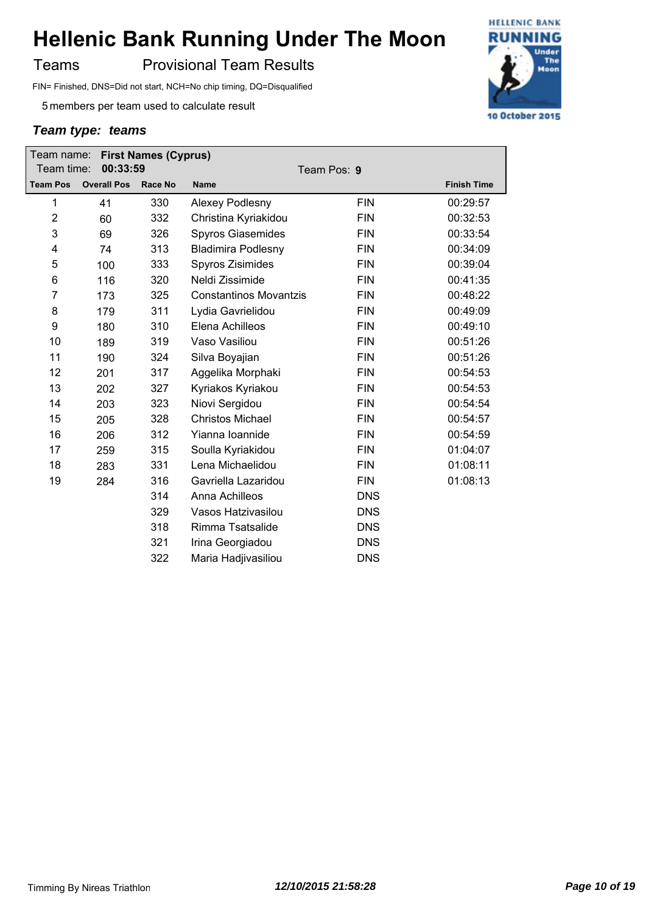# Hellenic Bank Running Under The Moon

## Teams — Provisional Team Results

FIN= Finished, DNS=Did not start, NCH=No chip timing, DQ=Disqualified

5 members per team used to calculate result

### *Team type: teams*

Team name: **First Names (Cyprus)**
Team time: **00:33:59**
Team Pos: **9**

| Team Pos | Overall Pos | Race No | Name | | Finish Time |
|---|---|---|---|---|---|
| 1 | 41 | 330 | Alexey Podlesny | FIN | 00:29:57 |
| 2 | 60 | 332 | Christina Kyriakidou | FIN | 00:32:53 |
| 3 | 69 | 326 | Spyros Giasemides | FIN | 00:33:54 |
| 4 | 74 | 313 | Bladimira Podlesny | FIN | 00:34:09 |
| 5 | 100 | 333 | Spyros Zisimides | FIN | 00:39:04 |
| 6 | 116 | 320 | Neldi Zissimide | FIN | 00:41:35 |
| 7 | 173 | 325 | Constantinos Movantzis | FIN | 00:48:22 |
| 8 | 179 | 311 | Lydia Gavrielidou | FIN | 00:49:09 |
| 9 | 180 | 310 | Elena Achilleos | FIN | 00:49:10 |
| 10 | 189 | 319 | Vaso Vasiliou | FIN | 00:51:26 |
| 11 | 190 | 324 | Silva Boyajian | FIN | 00:51:26 |
| 12 | 201 | 317 | Aggelika Morphaki | FIN | 00:54:53 |
| 13 | 202 | 327 | Kyriakos Kyriakou | FIN | 00:54:53 |
| 14 | 203 | 323 | Niovi Sergidou | FIN | 00:54:54 |
| 15 | 205 | 328 | Christos Michael | FIN | 00:54:57 |
| 16 | 206 | 312 | Yianna Ioannide | FIN | 00:54:59 |
| 17 | 259 | 315 | Soulla Kyriakidou | FIN | 01:04:07 |
| 18 | 283 | 331 | Lena Michaelidou | FIN | 01:08:11 |
| 19 | 284 | 316 | Gavriella Lazaridou | FIN | 01:08:13 |
| | | 314 | Anna Achilleos | DNS | |
| | | 329 | Vasos Hatzivasilou | DNS | |
| | | 318 | Rimma Tsatsalide | DNS | |
| | | 321 | Irina Georgiadou | DNS | |
| | | 322 | Maria Hadjivasiliou | DNS | |

Timming By Nireas Triathlon — *12/10/2015 21:58:28*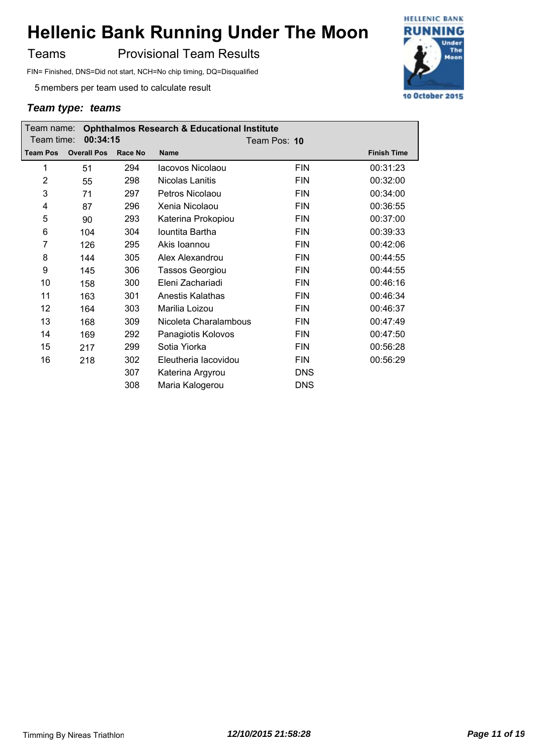# Hellenic Bank Running Under The Moon

Teams Provisional Team Results

FIN= Finished, DNS=Did not start, NCH=No chip timing, DQ=Disqualified

5 members per team used to calculate result

***Team type: teams***

Team name: **Ophthalmos Research & Educational Institute**
Team time: **00:34:15** Team Pos: **10**

| Team Pos | Overall Pos | Race No | Name | | Finish Time |
|---|---|---|---|---|---|
| 1 | 51 | 294 | Iacovos Nicolaou | FIN | 00:31:23 |
| 2 | 55 | 298 | Nicolas Lanitis | FIN | 00:32:00 |
| 3 | 71 | 297 | Petros Nicolaou | FIN | 00:34:00 |
| 4 | 87 | 296 | Xenia Nicolaou | FIN | 00:36:55 |
| 5 | 90 | 293 | Katerina Prokopiou | FIN | 00:37:00 |
| 6 | 104 | 304 | Iountita Bartha | FIN | 00:39:33 |
| 7 | 126 | 295 | Akis Ioannou | FIN | 00:42:06 |
| 8 | 144 | 305 | Alex Alexandrou | FIN | 00:44:55 |
| 9 | 145 | 306 | Tassos Georgiou | FIN | 00:44:55 |
| 10 | 158 | 300 | Eleni Zachariadi | FIN | 00:46:16 |
| 11 | 163 | 301 | Anestis Kalathas | FIN | 00:46:34 |
| 12 | 164 | 303 | Marilia Loizou | FIN | 00:46:37 |
| 13 | 168 | 309 | Nicoleta Charalambous | FIN | 00:47:49 |
| 14 | 169 | 292 | Panagiotis Kolovos | FIN | 00:47:50 |
| 15 | 217 | 299 | Sotia Yiorka | FIN | 00:56:28 |
| 16 | 218 | 302 | Eleutheria Iacovidou | FIN | 00:56:29 |
| | | 307 | Katerina Argyrou | DNS | |
| | | 308 | Maria Kalogerou | DNS | |

Timming By Nireas Triathlon *12/10/2015 21:58:28*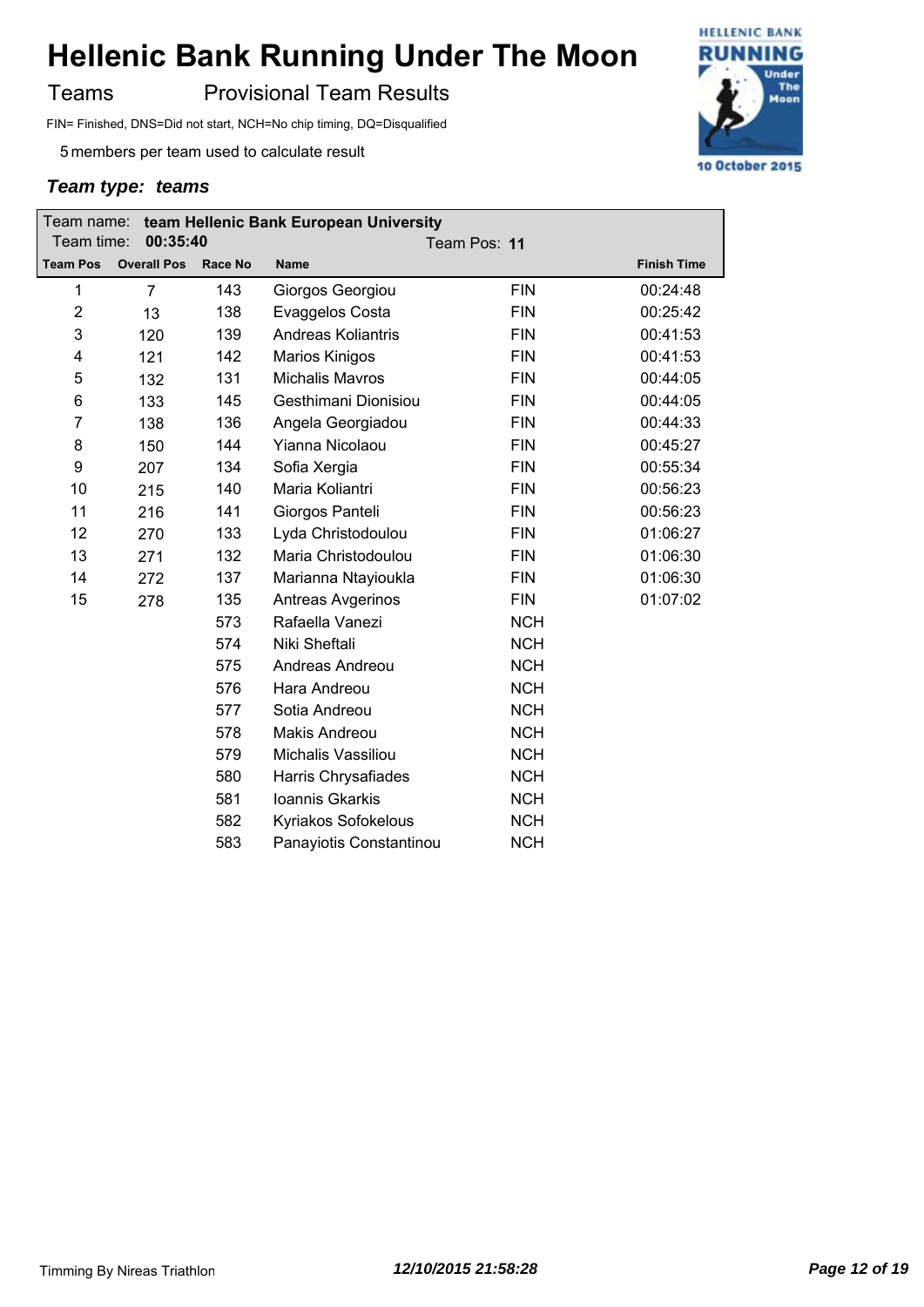# Hellenic Bank Running Under The Moon

Teams Provisional Team Results

FIN= Finished, DNS=Did not start, NCH=No chip timing, DQ=Disqualified

5 members per team used to calculate result

***Team type: teams***

Team name: **team Hellenic Bank European University**
Team time: **00:35:40** Team Pos: **11**

| Team Pos | Overall Pos | Race No | Name | | Finish Time |
|---|---|---|---|---|---|
| 1 | 7 | 143 | Giorgos Georgiou | FIN | 00:24:48 |
| 2 | 13 | 138 | Evaggelos Costa | FIN | 00:25:42 |
| 3 | 120 | 139 | Andreas Koliantris | FIN | 00:41:53 |
| 4 | 121 | 142 | Marios Kinigos | FIN | 00:41:53 |
| 5 | 132 | 131 | Michalis Mavros | FIN | 00:44:05 |
| 6 | 133 | 145 | Gesthimani Dionisiou | FIN | 00:44:05 |
| 7 | 138 | 136 | Angela Georgiadou | FIN | 00:44:33 |
| 8 | 150 | 144 | Yianna Nicolaou | FIN | 00:45:27 |
| 9 | 207 | 134 | Sofia Xergia | FIN | 00:55:34 |
| 10 | 215 | 140 | Maria Koliantri | FIN | 00:56:23 |
| 11 | 216 | 141 | Giorgos Panteli | FIN | 00:56:23 |
| 12 | 270 | 133 | Lyda Christodoulou | FIN | 01:06:27 |
| 13 | 271 | 132 | Maria Christodoulou | FIN | 01:06:30 |
| 14 | 272 | 137 | Marianna Ntayioukla | FIN | 01:06:30 |
| 15 | 278 | 135 | Antreas Avgerinos | FIN | 01:07:02 |
| | | 573 | Rafaella Vanezi | NCH | |
| | | 574 | Niki Sheftali | NCH | |
| | | 575 | Andreas Andreou | NCH | |
| | | 576 | Hara Andreou | NCH | |
| | | 577 | Sotia Andreou | NCH | |
| | | 578 | Makis Andreou | NCH | |
| | | 579 | Michalis Vassiliou | NCH | |
| | | 580 | Harris Chrysafiades | NCH | |
| | | 581 | Ioannis Gkarkis | NCH | |
| | | 582 | Kyriakos Sofokelous | NCH | |
| | | 583 | Panayiotis Constantinou | NCH | |

Timming By Nireas Triathlon *12/10/2015 21:58:28*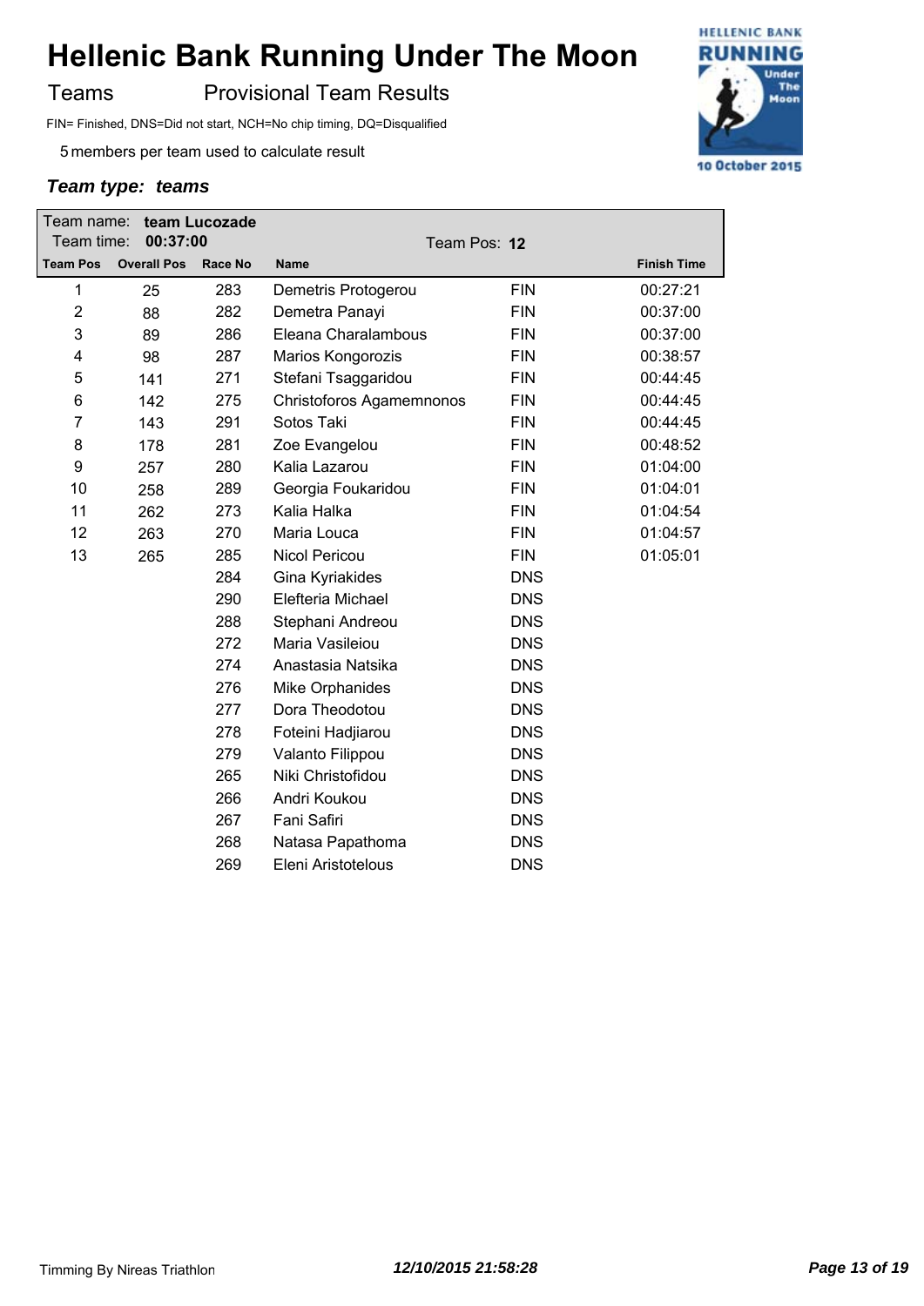# Hellenic Bank Running Under The Moon

Teams　　Provisional Team Results

FIN= Finished, DNS=Did not start, NCH=No chip timing, DQ=Disqualified

5 members per team used to calculate result

***Team type: teams***

Team name: **team Lucozade**
Team time: **00:37:00**　　Team Pos: **12**

| Team Pos | Overall Pos | Race No | Name | | Finish Time |
|---|---|---|---|---|---|
| 1 | 25 | 283 | Demetris Protogerou | FIN | 00:27:21 |
| 2 | 88 | 282 | Demetra Panayi | FIN | 00:37:00 |
| 3 | 89 | 286 | Eleana Charalambous | FIN | 00:37:00 |
| 4 | 98 | 287 | Marios Kongorozis | FIN | 00:38:57 |
| 5 | 141 | 271 | Stefani Tsaggaridou | FIN | 00:44:45 |
| 6 | 142 | 275 | Christoforos Agamemnonos | FIN | 00:44:45 |
| 7 | 143 | 291 | Sotos Taki | FIN | 00:44:45 |
| 8 | 178 | 281 | Zoe Evangelou | FIN | 00:48:52 |
| 9 | 257 | 280 | Kalia Lazarou | FIN | 01:04:00 |
| 10 | 258 | 289 | Georgia Foukaridou | FIN | 01:04:01 |
| 11 | 262 | 273 | Kalia Halka | FIN | 01:04:54 |
| 12 | 263 | 270 | Maria Louca | FIN | 01:04:57 |
| 13 | 265 | 285 | Nicol Pericou | FIN | 01:05:01 |
| | | 284 | Gina Kyriakides | DNS | |
| | | 290 | Elefteria Michael | DNS | |
| | | 288 | Stephani Andreou | DNS | |
| | | 272 | Maria Vasileiou | DNS | |
| | | 274 | Anastasia Natsika | DNS | |
| | | 276 | Mike Orphanides | DNS | |
| | | 277 | Dora Theodotou | DNS | |
| | | 278 | Foteini Hadjiarou | DNS | |
| | | 279 | Valanto Filippou | DNS | |
| | | 265 | Niki Christofidou | DNS | |
| | | 266 | Andri Koukou | DNS | |
| | | 267 | Fani Safiri | DNS | |
| | | 268 | Natasa Papathoma | DNS | |
| | | 269 | Eleni Aristotelous | DNS | |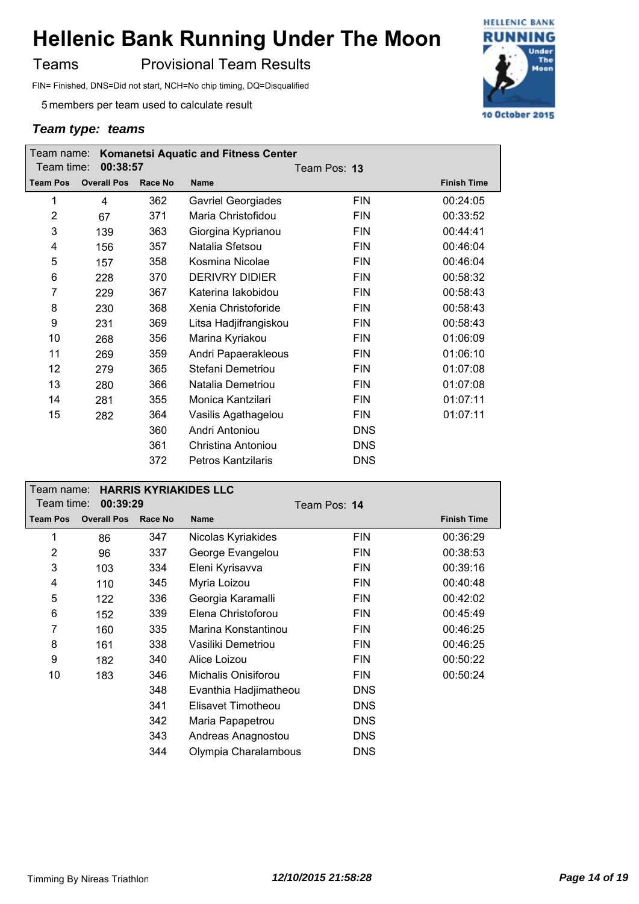# Hellenic Bank Running Under The Moon

Teams — Provisional Team Results

FIN= Finished, DNS=Did not start, NCH=No chip timing, DQ=Disqualified

5 members per team used to calculate result

***Team type: teams***

Team name: **Komanetsi Aquatic and Fitness Center**
Team time: **00:38:57** Team Pos: **13**

| Team Pos | Overall Pos | Race No | Name | | Finish Time |
|---|---|---|---|---|---|
| 1 | 4 | 362 | Gavriel Georgiades | FIN | 00:24:05 |
| 2 | 67 | 371 | Maria Christofidou | FIN | 00:33:52 |
| 3 | 139 | 363 | Giorgina Kyprianou | FIN | 00:44:41 |
| 4 | 156 | 357 | Natalia Sfetsou | FIN | 00:46:04 |
| 5 | 157 | 358 | Kosmina Nicolae | FIN | 00:46:04 |
| 6 | 228 | 370 | DERIVRY DIDIER | FIN | 00:58:32 |
| 7 | 229 | 367 | Katerina Iakobidou | FIN | 00:58:43 |
| 8 | 230 | 368 | Xenia Christoforide | FIN | 00:58:43 |
| 9 | 231 | 369 | Litsa Hadjifrangiskou | FIN | 00:58:43 |
| 10 | 268 | 356 | Marina Kyriakou | FIN | 01:06:09 |
| 11 | 269 | 359 | Andri Papaerakleous | FIN | 01:06:10 |
| 12 | 279 | 365 | Stefani Demetriou | FIN | 01:07:08 |
| 13 | 280 | 366 | Natalia Demetriou | FIN | 01:07:08 |
| 14 | 281 | 355 | Monica Kantzilari | FIN | 01:07:11 |
| 15 | 282 | 364 | Vasilis Agathagelou | FIN | 01:07:11 |
| | | 360 | Andri Antoniou | DNS | |
| | | 361 | Christina Antoniou | DNS | |
| | | 372 | Petros Kantzilaris | DNS | |

Team name: **HARRIS KYRIAKIDES LLC**
Team time: **00:39:29** Team Pos: **14**

| Team Pos | Overall Pos | Race No | Name | | Finish Time |
|---|---|---|---|---|---|
| 1 | 86 | 347 | Nicolas Kyriakides | FIN | 00:36:29 |
| 2 | 96 | 337 | George Evangelou | FIN | 00:38:53 |
| 3 | 103 | 334 | Eleni Kyrisavva | FIN | 00:39:16 |
| 4 | 110 | 345 | Myria Loizou | FIN | 00:40:48 |
| 5 | 122 | 336 | Georgia Karamalli | FIN | 00:42:02 |
| 6 | 152 | 339 | Elena Christoforou | FIN | 00:45:49 |
| 7 | 160 | 335 | Marina Konstantinou | FIN | 00:46:25 |
| 8 | 161 | 338 | Vasiliki Demetriou | FIN | 00:46:25 |
| 9 | 182 | 340 | Alice Loizou | FIN | 00:50:22 |
| 10 | 183 | 346 | Michalis Onisiforou | FIN | 00:50:24 |
| | | 348 | Evanthia Hadjimatheou | DNS | |
| | | 341 | Elisavet Timotheou | DNS | |
| | | 342 | Maria Papapetrou | DNS | |
| | | 343 | Andreas Anagnostou | DNS | |
| | | 344 | Olympia Charalambous | DNS | |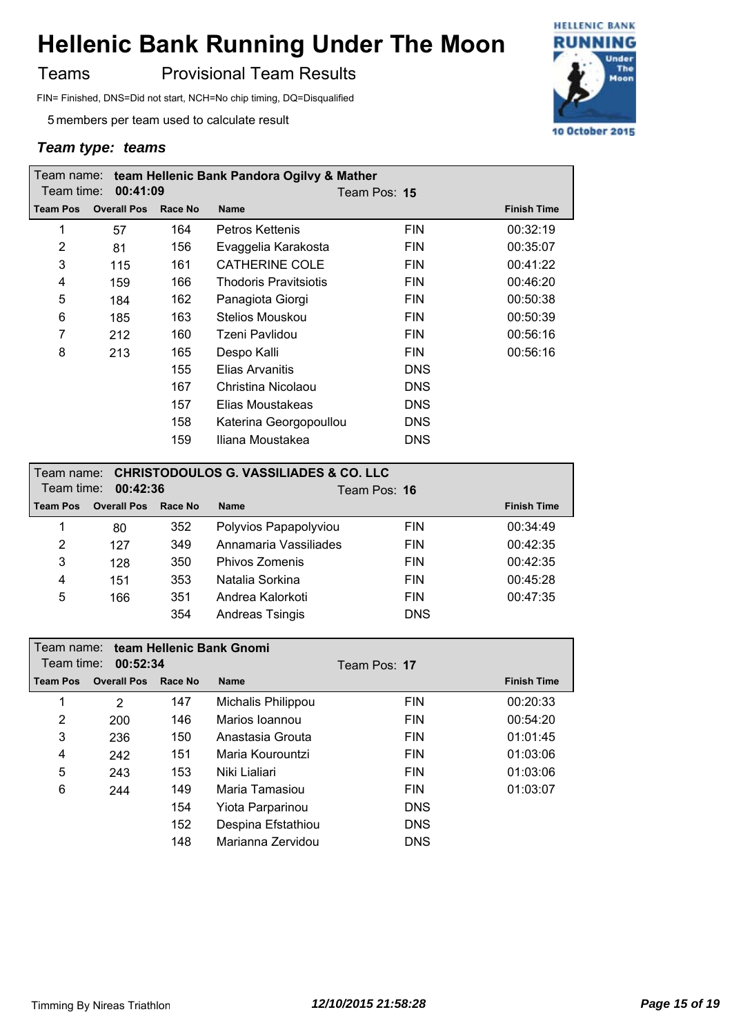# Hellenic Bank Running Under The Moon

Teams — Provisional Team Results

FIN= Finished, DNS=Did not start, NCH=No chip timing, DQ=Disqualified

5 members per team used to calculate result

***Team type: teams***

Team name: **team Hellenic Bank Pandora Ogilvy & Mather**
Team time: **00:41:09** — Team Pos: **15**

| Team Pos | Overall Pos | Race No | Name | | Finish Time |
|---|---|---|---|---|---|
| 1 | 57 | 164 | Petros Kettenis | FIN | 00:32:19 |
| 2 | 81 | 156 | Evaggelia Karakosta | FIN | 00:35:07 |
| 3 | 115 | 161 | CATHERINE COLE | FIN | 00:41:22 |
| 4 | 159 | 166 | Thodoris Pravitsiotis | FIN | 00:46:20 |
| 5 | 184 | 162 | Panagiota Giorgi | FIN | 00:50:38 |
| 6 | 185 | 163 | Stelios Mouskou | FIN | 00:50:39 |
| 7 | 212 | 160 | Tzeni Pavlidou | FIN | 00:56:16 |
| 8 | 213 | 165 | Despo Kalli | FIN | 00:56:16 |
| | | 155 | Elias Arvanitis | DNS | |
| | | 167 | Christina Nicolaou | DNS | |
| | | 157 | Elias Moustakeas | DNS | |
| | | 158 | Katerina Georgopoullou | DNS | |
| | | 159 | Iliana Moustakea | DNS | |

Team name: **CHRISTODOULOS G. VASSILIADES & CO. LLC**
Team time: **00:42:36** — Team Pos: **16**

| Team Pos | Overall Pos | Race No | Name | | Finish Time |
|---|---|---|---|---|---|
| 1 | 80 | 352 | Polyvios Papapolyviou | FIN | 00:34:49 |
| 2 | 127 | 349 | Annamaria Vassiliades | FIN | 00:42:35 |
| 3 | 128 | 350 | Phivos Zomenis | FIN | 00:42:35 |
| 4 | 151 | 353 | Natalia Sorkina | FIN | 00:45:28 |
| 5 | 166 | 351 | Andrea Kalorkoti | FIN | 00:47:35 |
| | | 354 | Andreas Tsingis | DNS | |

Team name: **team Hellenic Bank Gnomi**
Team time: **00:52:34** — Team Pos: **17**

| Team Pos | Overall Pos | Race No | Name | | Finish Time |
|---|---|---|---|---|---|
| 1 | 2 | 147 | Michalis Philippou | FIN | 00:20:33 |
| 2 | 200 | 146 | Marios Ioannou | FIN | 00:54:20 |
| 3 | 236 | 150 | Anastasia Grouta | FIN | 01:01:45 |
| 4 | 242 | 151 | Maria Kourountzi | FIN | 01:03:06 |
| 5 | 243 | 153 | Niki Lialiari | FIN | 01:03:06 |
| 6 | 244 | 149 | Maria Tamasiou | FIN | 01:03:07 |
| | | 154 | Yiota Parparinou | DNS | |
| | | 152 | Despina Efstathiou | DNS | |
| | | 148 | Marianna Zervidou | DNS | |

Timming By Nireas Triathlon — *12/10/2015 21:58:28*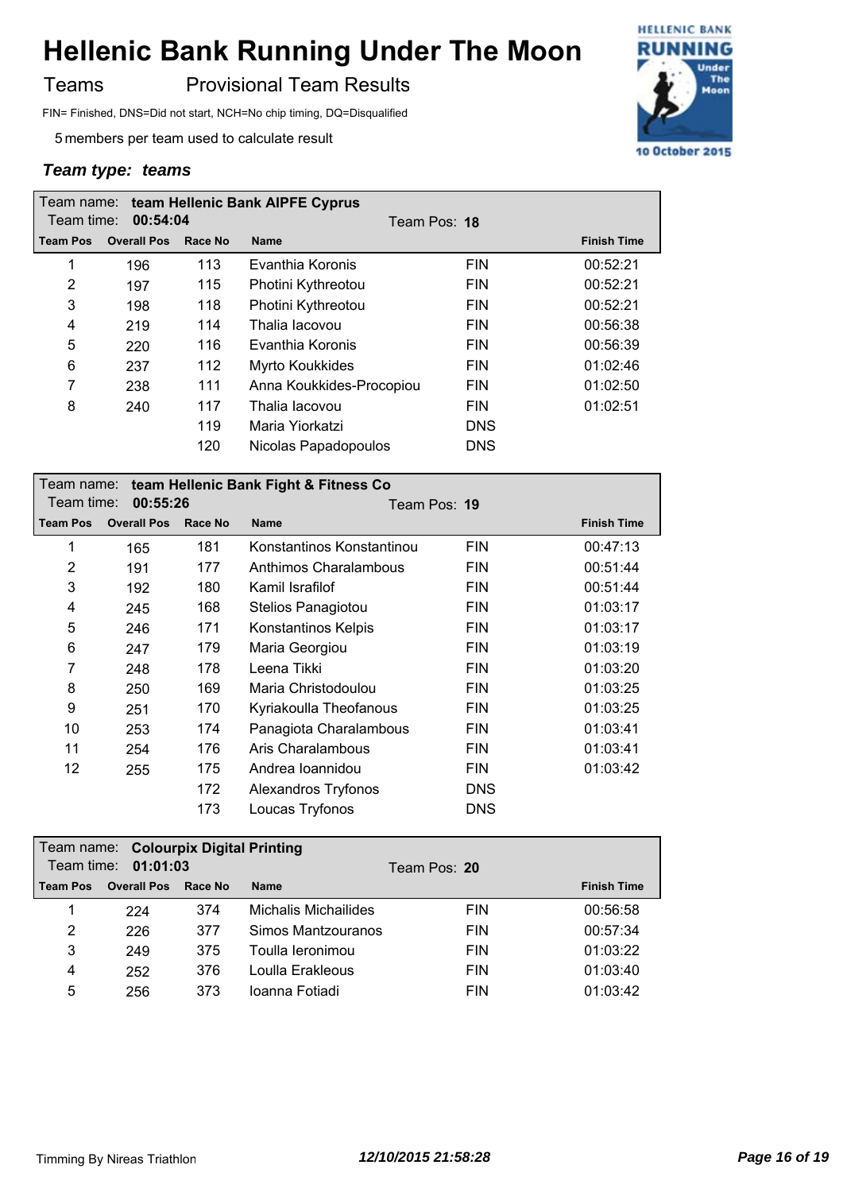# Hellenic Bank Running Under The Moon

Teams Provisional Team Results

FIN= Finished, DNS=Did not start, NCH=No chip timing, DQ=Disqualified

5 members per team used to calculate result

***Team type: teams***

**Team name: team Hellenic Bank AIPFE Cyprus**
**Team time: 00:54:04** Team Pos: **18**

| Team Pos | Overall Pos | Race No | Name | | Finish Time |
|---|---|---|---|---|---|
| 1 | 196 | 113 | Evanthia Koronis | FIN | 00:52:21 |
| 2 | 197 | 115 | Photini Kythreotou | FIN | 00:52:21 |
| 3 | 198 | 118 | Photini Kythreotou | FIN | 00:52:21 |
| 4 | 219 | 114 | Thalia Iacovou | FIN | 00:56:38 |
| 5 | 220 | 116 | Evanthia Koronis | FIN | 00:56:39 |
| 6 | 237 | 112 | Myrto Koukkides | FIN | 01:02:46 |
| 7 | 238 | 111 | Anna Koukkides-Procopiou | FIN | 01:02:50 |
| 8 | 240 | 117 | Thalia Iacovou | FIN | 01:02:51 |
| | | 119 | Maria Yiorkatzi | DNS | |
| | | 120 | Nicolas Papadopoulos | DNS | |

**Team name: team Hellenic Bank Fight & Fitness Co**
**Team time: 00:55:26** Team Pos: **19**

| Team Pos | Overall Pos | Race No | Name | | Finish Time |
|---|---|---|---|---|---|
| 1 | 165 | 181 | Konstantinos Konstantinou | FIN | 00:47:13 |
| 2 | 191 | 177 | Anthimos Charalambous | FIN | 00:51:44 |
| 3 | 192 | 180 | Kamil Israfilof | FIN | 00:51:44 |
| 4 | 245 | 168 | Stelios Panagiotou | FIN | 01:03:17 |
| 5 | 246 | 171 | Konstantinos Kelpis | FIN | 01:03:17 |
| 6 | 247 | 179 | Maria Georgiou | FIN | 01:03:19 |
| 7 | 248 | 178 | Leena Tikki | FIN | 01:03:20 |
| 8 | 250 | 169 | Maria Christodoulou | FIN | 01:03:25 |
| 9 | 251 | 170 | Kyriakoulla Theofanous | FIN | 01:03:25 |
| 10 | 253 | 174 | Panagiota Charalambous | FIN | 01:03:41 |
| 11 | 254 | 176 | Aris Charalambous | FIN | 01:03:41 |
| 12 | 255 | 175 | Andrea Ioannidou | FIN | 01:03:42 |
| | | 172 | Alexandros Tryfonos | DNS | |
| | | 173 | Loucas Tryfonos | DNS | |

**Team name: Colourpix Digital Printing**
**Team time: 01:01:03** Team Pos: **20**

| Team Pos | Overall Pos | Race No | Name | | Finish Time |
|---|---|---|---|---|---|
| 1 | 224 | 374 | Michalis Michailides | FIN | 00:56:58 |
| 2 | 226 | 377 | Simos Mantzouranos | FIN | 00:57:34 |
| 3 | 249 | 375 | Toulla Ieronimou | FIN | 01:03:22 |
| 4 | 252 | 376 | Loulla Erakleous | FIN | 01:03:40 |
| 5 | 256 | 373 | Ioanna Fotiadi | FIN | 01:03:42 |

Timming By Nireas Triathlon *12/10/2015 21:58:28*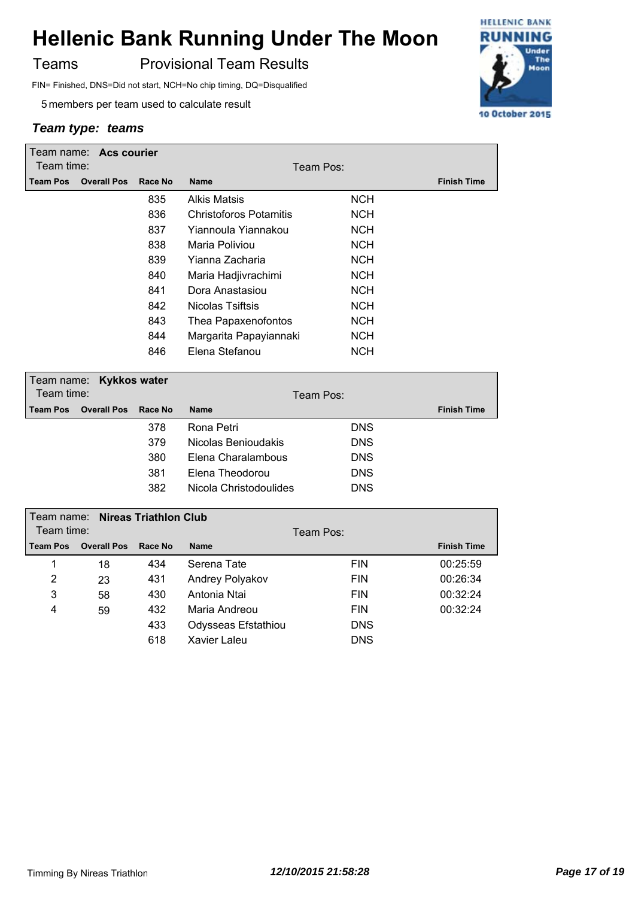# Hellenic Bank Running Under The Moon

Teams    Provisional Team Results

FIN= Finished, DNS=Did not start, NCH=No chip timing, DQ=Disqualified

5 members per team used to calculate result

***Team type: teams***

Team name: **Acs courier**
Team time:    Team Pos:

| Team Pos | Overall Pos | Race No | Name | | Finish Time |
|---|---|---|---|---|---|
| | | 835 | Alkis Matsis | NCH | |
| | | 836 | Christoforos Potamitis | NCH | |
| | | 837 | Yiannoula Yiannakou | NCH | |
| | | 838 | Maria Poliviou | NCH | |
| | | 839 | Yianna Zacharia | NCH | |
| | | 840 | Maria Hadjivrachimi | NCH | |
| | | 841 | Dora Anastasiou | NCH | |
| | | 842 | Nicolas Tsiftsis | NCH | |
| | | 843 | Thea Papaxenofontos | NCH | |
| | | 844 | Margarita Papayiannaki | NCH | |
| | | 846 | Elena Stefanou | NCH | |

Team name: **Kykkos water**
Team time:    Team Pos:

| Team Pos | Overall Pos | Race No | Name | | Finish Time |
|---|---|---|---|---|---|
| | | 378 | Rona Petri | DNS | |
| | | 379 | Nicolas Benioudakis | DNS | |
| | | 380 | Elena Charalambous | DNS | |
| | | 381 | Elena Theodorou | DNS | |
| | | 382 | Nicola Christodoulides | DNS | |

Team name: **Nireas Triathlon Club**
Team time:    Team Pos:

| Team Pos | Overall Pos | Race No | Name | | Finish Time |
|---|---|---|---|---|---|
| 1 | 18 | 434 | Serena Tate | FIN | 00:25:59 |
| 2 | 23 | 431 | Andrey Polyakov | FIN | 00:26:34 |
| 3 | 58 | 430 | Antonia Ntai | FIN | 00:32:24 |
| 4 | 59 | 432 | Maria Andreou | FIN | 00:32:24 |
| | | 433 | Odysseas Efstathiou | DNS | |
| | | 618 | Xavier Laleu | DNS | |

Timming By Nireas Triathlon    *12/10/2015 21:58:28*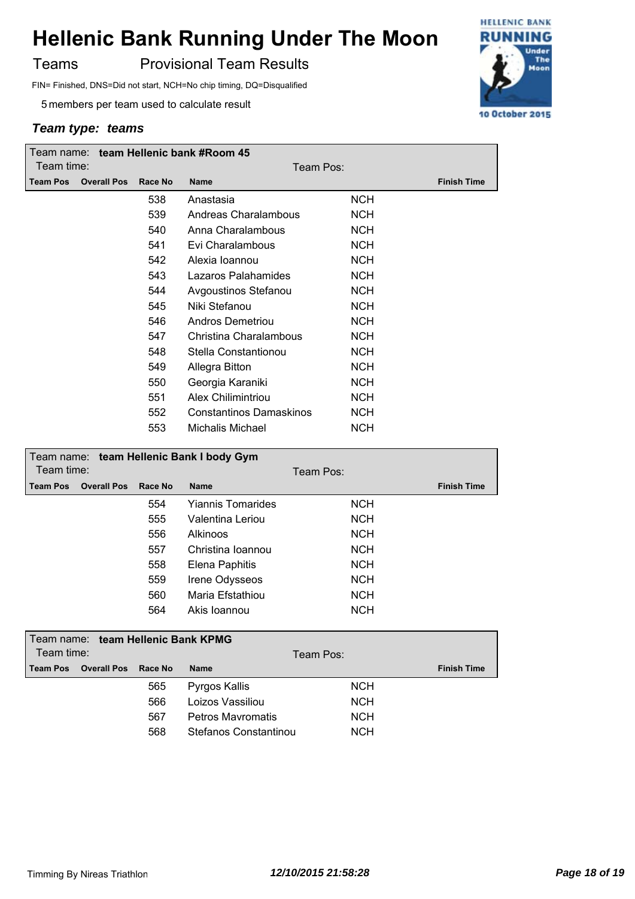# Hellenic Bank Running Under The Moon

Teams Provisional Team Results

FIN= Finished, DNS=Did not start, NCH=No chip timing, DQ=Disqualified

5 members per team used to calculate result

***Team type: teams***

Team name: **team Hellenic bank #Room 45**
Team time: Team Pos:

| Team Pos | Overall Pos | Race No | Name | | Finish Time |
|---|---|---|---|---|---|
| | | 538 | Anastasia | NCH | |
| | | 539 | Andreas Charalambous | NCH | |
| | | 540 | Anna Charalambous | NCH | |
| | | 541 | Evi Charalambous | NCH | |
| | | 542 | Alexia Ioannou | NCH | |
| | | 543 | Lazaros Palahamides | NCH | |
| | | 544 | Avgoustinos Stefanou | NCH | |
| | | 545 | Niki Stefanou | NCH | |
| | | 546 | Andros Demetriou | NCH | |
| | | 547 | Christina Charalambous | NCH | |
| | | 548 | Stella Constantionou | NCH | |
| | | 549 | Allegra Bitton | NCH | |
| | | 550 | Georgia Karaniki | NCH | |
| | | 551 | Alex Chilimintriou | NCH | |
| | | 552 | Constantinos Damaskinos | NCH | |
| | | 553 | Michalis Michael | NCH | |

Team name: **team Hellenic Bank I body Gym**
Team time: Team Pos:

| Team Pos | Overall Pos | Race No | Name | | Finish Time |
|---|---|---|---|---|---|
| | | 554 | Yiannis Tomarides | NCH | |
| | | 555 | Valentina Leriou | NCH | |
| | | 556 | Alkinoos | NCH | |
| | | 557 | Christina Ioannou | NCH | |
| | | 558 | Elena Paphitis | NCH | |
| | | 559 | Irene Odysseos | NCH | |
| | | 560 | Maria Efstathiou | NCH | |
| | | 564 | Akis Ioannou | NCH | |

Team name: **team Hellenic Bank KPMG**
Team time: Team Pos:

| Team Pos | Overall Pos | Race No | Name | | Finish Time |
|---|---|---|---|---|---|
| | | 565 | Pyrgos Kallis | NCH | |
| | | 566 | Loizos Vassiliou | NCH | |
| | | 567 | Petros Mavromatis | NCH | |
| | | 568 | Stefanos Constantinou | NCH | |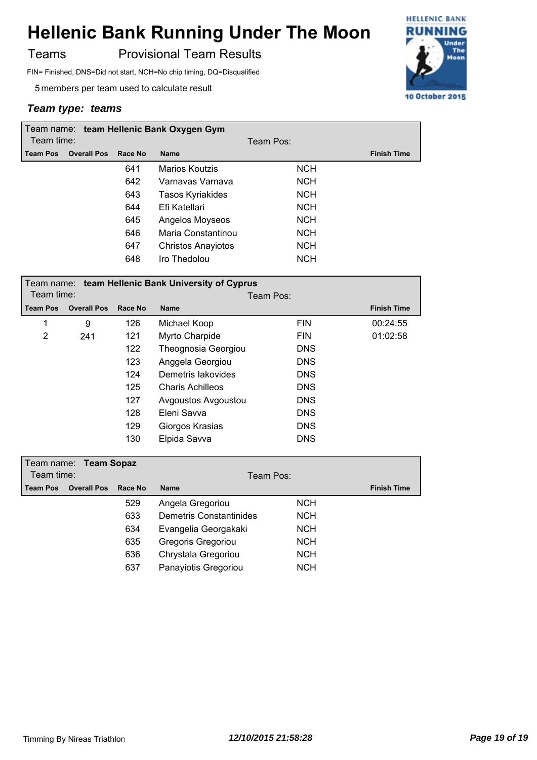# Hellenic Bank Running Under The Moon

Teams Provisional Team Results

FIN= Finished, DNS=Did not start, NCH=No chip timing, DQ=Disqualified

5 members per team used to calculate result

***Team type: teams***

Team name: **team Hellenic Bank Oxygen Gym**
Team time: Team Pos:

| Team Pos | Overall Pos | Race No | Name | | Finish Time |
|---|---|---|---|---|---|
| | | 641 | Marios Koutzis | NCH | |
| | | 642 | Varnavas Varnava | NCH | |
| | | 643 | Tasos Kyriakides | NCH | |
| | | 644 | Efi Katellari | NCH | |
| | | 645 | Angelos Moyseos | NCH | |
| | | 646 | Maria Constantinou | NCH | |
| | | 647 | Christos Anayiotos | NCH | |
| | | 648 | Iro Thedolou | NCH | |

Team name: **team Hellenic Bank University of Cyprus**
Team time: Team Pos:

| Team Pos | Overall Pos | Race No | Name | | Finish Time |
|---|---|---|---|---|---|
| 1 | 9 | 126 | Michael Koop | FIN | 00:24:55 |
| 2 | 241 | 121 | Myrto Charpide | FIN | 01:02:58 |
| | | 122 | Theognosia Georgiou | DNS | |
| | | 123 | Anggela Georgiou | DNS | |
| | | 124 | Demetris Iakovides | DNS | |
| | | 125 | Charis Achilleos | DNS | |
| | | 127 | Avgoustos Avgoustou | DNS | |
| | | 128 | Eleni Savva | DNS | |
| | | 129 | Giorgos Krasias | DNS | |
| | | 130 | Elpida Savva | DNS | |

Team name: **Team Sopaz**
Team time: Team Pos:

| Team Pos | Overall Pos | Race No | Name | | Finish Time |
|---|---|---|---|---|---|
| | | 529 | Angela Gregoriou | NCH | |
| | | 633 | Demetris Constantinides | NCH | |
| | | 634 | Evangelia Georgakaki | NCH | |
| | | 635 | Gregoris Gregoriou | NCH | |
| | | 636 | Chrystala Gregoriou | NCH | |
| | | 637 | Panayiotis Gregoriou | NCH | |

Timming By Nireas Triathlon *12/10/2015 21:58:28*